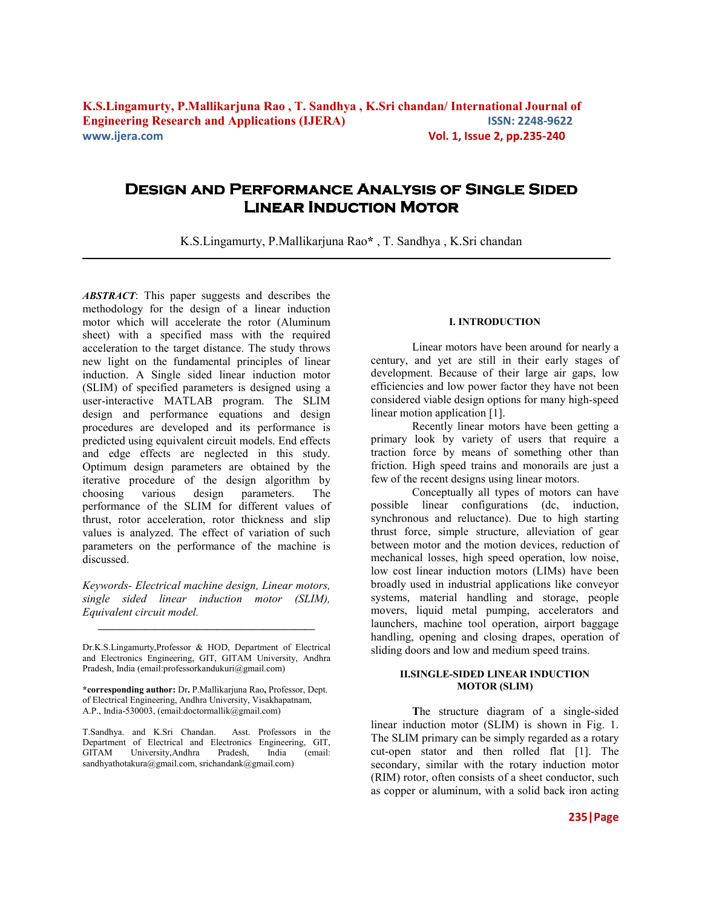# Design and Performance Analysis of Single Sided Linear Induction Motor

K.S.Lingamurty, P.Mallikarjuna Rao*, T. Sandhya, K.Sri chandan

---

***ABSTRACT***: This paper suggests and describes the methodology for the design of a linear induction motor which will accelerate the rotor (Aluminum sheet) with a specified mass with the required acceleration to the target distance. The study throws new light on the fundamental principles of linear induction. A Single sided linear induction motor (SLIM) of specified parameters is designed using a user-interactive MATLAB program. The SLIM design and performance equations and design procedures are developed and its performance is predicted using equivalent circuit models. End effects and edge effects are neglected in this study. Optimum design parameters are obtained by the iterative procedure of the design algorithm by choosing various design parameters. The performance of the SLIM for different values of thrust, rotor acceleration, rotor thickness and slip values is analyzed. The effect of variation of such parameters on the performance of the machine is discussed.

*Keywords- Electrical machine design, Linear motors, single sided linear induction motor (SLIM), Equivalent circuit model.*

---

Dr.K.S.Lingamurty,Professor & HOD, Department of Electrical and Electronics Engineering, GIT, GITAM University, Andhra Pradesh, India (email:professorkandukuri@gmail.com)

**\*corresponding author:** Dr. P.Mallikarjuna Rao, Professor, Dept. of Electrical Engineering, Andhra University, Visakhapatnam, A.P., India-530003, (email:doctormallik@gmail.com)

T.Sandhya. and K.Sri Chandan. Asst. Professors in the Department of Electrical and Electronics Engineering, GIT, GITAM University,Andhra Pradesh, India (email: sandhyathotakura@gmail.com, srichandank@gmail.com)

## I. INTRODUCTION

Linear motors have been around for nearly a century, and yet are still in their early stages of development. Because of their large air gaps, low efficiencies and low power factor they have not been considered viable design options for many high-speed linear motion application [1].

Recently linear motors have been getting a primary look by variety of users that require a traction force by means of something other than friction. High speed trains and monorails are just a few of the recent designs using linear motors.

Conceptually all types of motors can have possible linear configurations (dc, induction, synchronous and reluctance). Due to high starting thrust force, simple structure, alleviation of gear between motor and the motion devices, reduction of mechanical losses, high speed operation, low noise, low cost linear induction motors (LIMs) have been broadly used in industrial applications like conveyor systems, material handling and storage, people movers, liquid metal pumping, accelerators and launchers, machine tool operation, airport baggage handling, opening and closing drapes, operation of sliding doors and low and medium speed trains.

## II.SINGLE-SIDED LINEAR INDUCTION MOTOR (SLIM)

The structure diagram of a single-sided linear induction motor (SLIM) is shown in Fig. 1. The SLIM primary can be simply regarded as a rotary cut-open stator and then rolled flat [1]. The secondary, similar with the rotary induction motor (RIM) rotor, often consists of a sheet conductor, such as copper or aluminum, with a solid back iron acting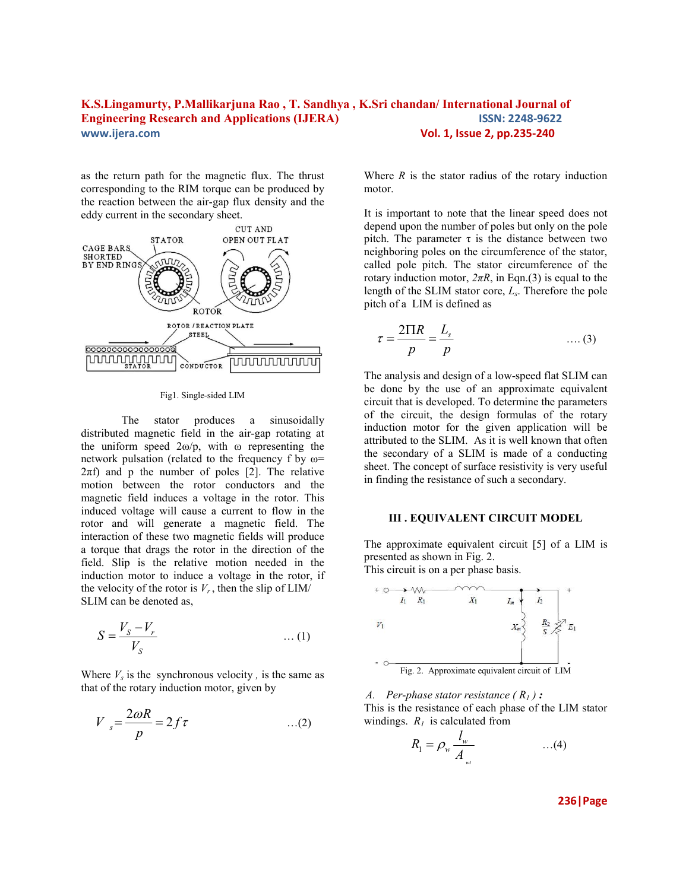as the return path for the magnetic flux. The thrust corresponding to the RIM torque can be produced by the reaction between the air-gap flux density and the eddy current in the secondary sheet.

Fig1. Single-sided LIM

The stator produces a sinusoidally distributed magnetic field in the air-gap rotating at the uniform speed 2ω/p, with ω representing the network pulsation (related to the frequency f by ω= 2πf) and p the number of poles [2]. The relative motion between the rotor conductors and the magnetic field induces a voltage in the rotor. This induced voltage will cause a current to flow in the rotor and will generate a magnetic field. The interaction of these two magnetic fields will produce a torque that drags the rotor in the direction of the field. Slip is the relative motion needed in the induction motor to induce a voltage in the rotor, if the velocity of the rotor is $V_r$, then the slip of LIM/ SLIM can be denoted as,

$$S = \frac{V_S - V_r}{V_S} \quad \ldots (1)$$

Where $V_s$ is the synchronous velocity , is the same as that of the rotary induction motor, given by

$$V_s = \frac{2\omega R}{p} = 2f\tau \quad \ldots(2)$$

Where $R$ is the stator radius of the rotary induction motor.

It is important to note that the linear speed does not depend upon the number of poles but only on the pole pitch. The parameter τ is the distance between two neighboring poles on the circumference of the stator, called pole pitch. The stator circumference of the rotary induction motor, $2\pi R$, in Eqn.(3) is equal to the length of the SLIM stator core, $L_s$. Therefore the pole pitch of a LIM is defined as

$$\tau = \frac{2\Pi R}{p} = \frac{L_s}{p} \quad \ldots. (3)$$

The analysis and design of a low-speed flat SLIM can be done by the use of an approximate equivalent circuit that is developed. To determine the parameters of the circuit, the design formulas of the rotary induction motor for the given application will be attributed to the SLIM. As it is well known that often the secondary of a SLIM is made of a conducting sheet. The concept of surface resistivity is very useful in finding the resistance of such a secondary.

## III . EQUIVALENT CIRCUIT MODEL

The approximate equivalent circuit [5] of a LIM is presented as shown in Fig. 2.
This circuit is on a per phase basis.

Fig. 2. Approximate equivalent circuit of LIM

### A. *Per-phase stator resistance ( $R_1$ ) :*

This is the resistance of each phase of the LIM stator windings. $R_1$ is calculated from

$$R_1 = \rho_w \frac{l_w}{A_{wt}} \quad \ldots(4)$$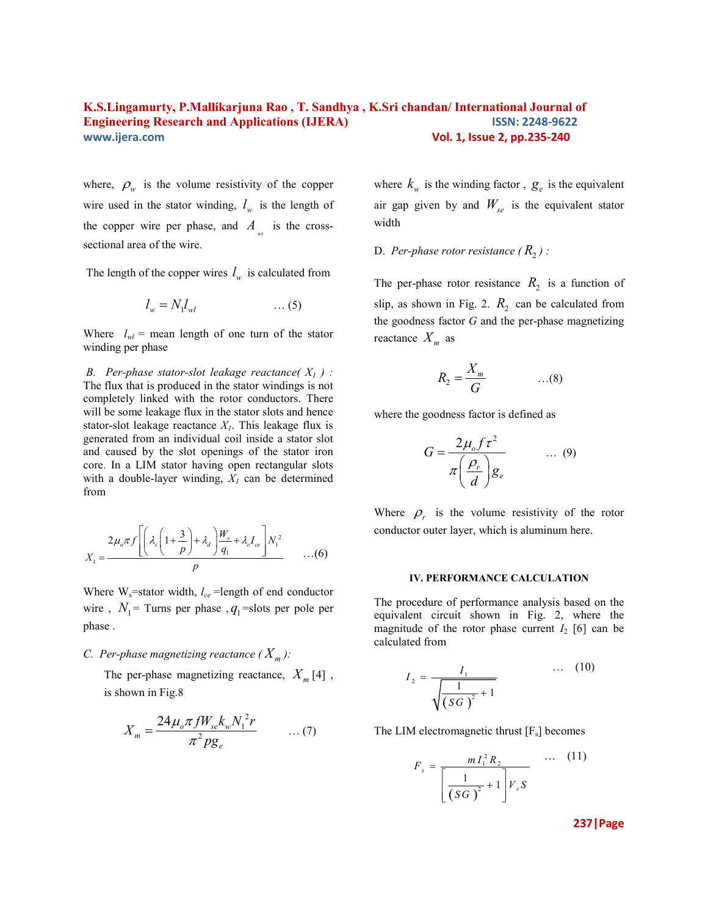where, $\rho_w$ is the volume resistivity of the copper wire used in the stator winding, $l_w$ is the length of the copper wire per phase, and $A_{wt}$ is the cross-sectional area of the wire.

The length of the copper wires $l_w$ is calculated from

$$l_w = N_1 l_{wl} \qquad \ldots (5)$$

Where $l_{wl}$ = mean length of one turn of the stator winding per phase

*B. Per-phase stator-slot leakage reactance( $X_1$ ) :* The flux that is produced in the stator windings is not completely linked with the rotor conductors. There will be some leakage flux in the stator slots and hence stator-slot leakage reactance $X_1$. This leakage flux is generated from an individual coil inside a stator slot and caused by the slot openings of the stator iron core. In a LIM stator having open rectangular slots with a double-layer winding, $X_1$ can be determined from

$$X_1 = \frac{2\mu_o \pi f \left[ \left( \lambda_s \left( 1 + \frac{3}{p} \right) + \lambda_d \right) \frac{W_s}{q_1} + \lambda_e l_{ce} \right] N_1^2}{p} \qquad \ldots (6)$$

Where $W_s$=stator width, $l_{ce}$ =length of end conductor wire , $N_1$= Turns per phase , $q_1$=slots per pole per phase .

*C. Per-phase magnetizing reactance ( $X_m$ ):*

The per-phase magnetizing reactance, $X_m$ [4] , is shown in Fig.8

$$X_m = \frac{24\mu_o \pi f W_{se} k_w N_1^2 r}{\pi^2 p g_e} \qquad \ldots (7)$$

where $k_w$ is the winding factor , $g_e$ is the equivalent air gap given by and $W_{se}$ is the equivalent stator width

D. *Per-phase rotor resistance ( $R_2$ ) :*

The per-phase rotor resistance $R_2$ is a function of slip, as shown in Fig. 2. $R_2$ can be calculated from the goodness factor *G* and the per-phase magnetizing reactance $X_m$ as

$$R_2 = \frac{X_m}{G} \qquad \ldots (8)$$

where the goodness factor is defined as

$$G = \frac{2\mu_o f \tau^2}{\pi \left( \frac{\rho_r}{d} \right) g_e} \qquad \ldots (9)$$

Where $\rho_r$ is the volume resistivity of the rotor conductor outer layer, which is aluminum here.

## IV. PERFORMANCE CALCULATION

The procedure of performance analysis based on the equivalent circuit shown in Fig. 2, where the magnitude of the rotor phase current $I_2$ [6] can be calculated from

$$I_2 = \frac{I_1}{\sqrt{\frac{1}{(SG)^2} + 1}} \qquad \ldots (10)$$

The LIM electromagnetic thrust [$F_s$] becomes

$$F_s = \frac{m I_1^2 R_2}{\left[ \frac{1}{(SG)^2} + 1 \right] V_s S} \qquad \ldots (11)$$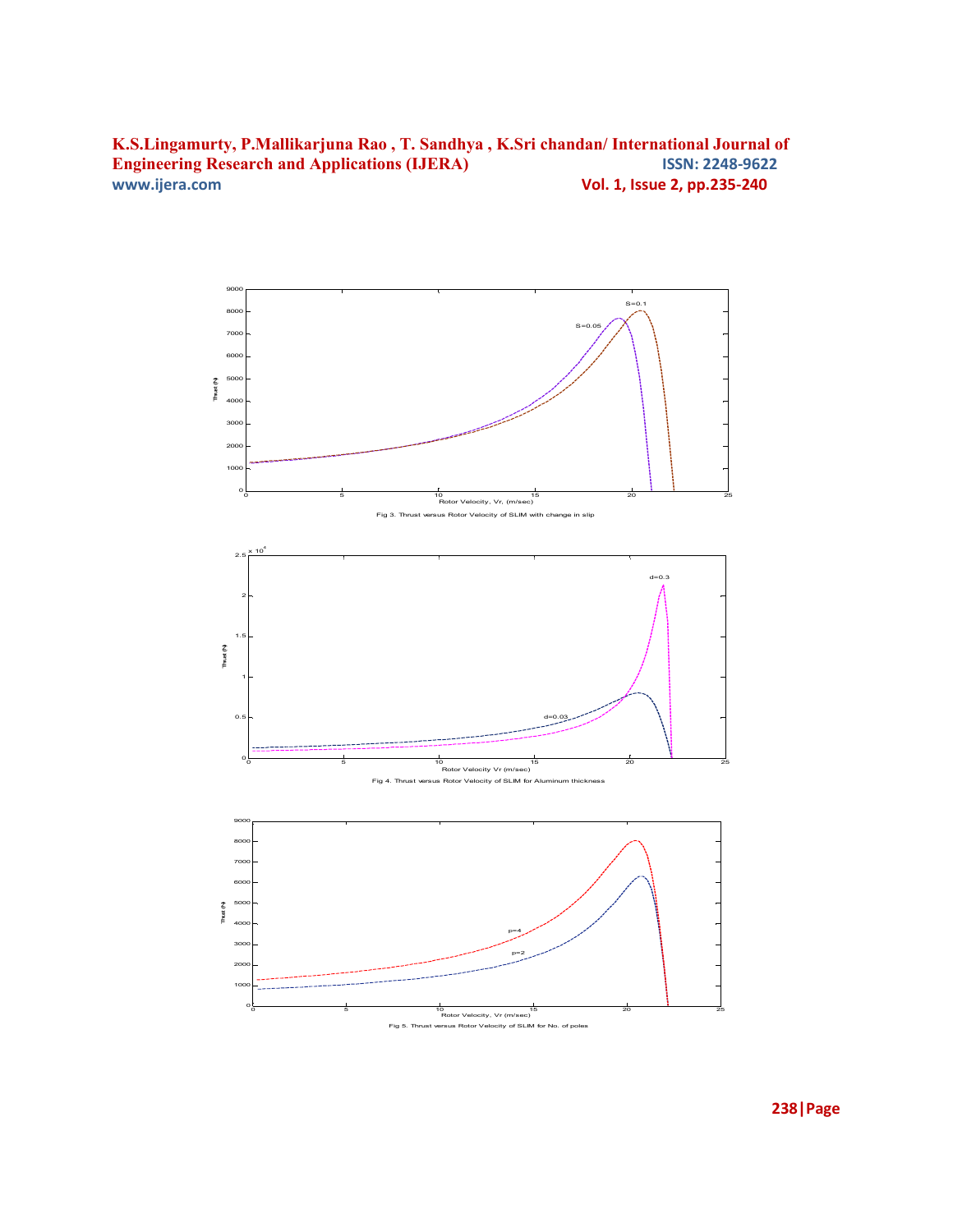Fig 3. Thrust versus Rotor Velocity of SLIM with change in slip

Fig 4. Thrust versus Rotor Velocity of SLIM for Aluminum thickness

Fig 5. Thrust versus Rotor Velocity of SLIM for No. of poles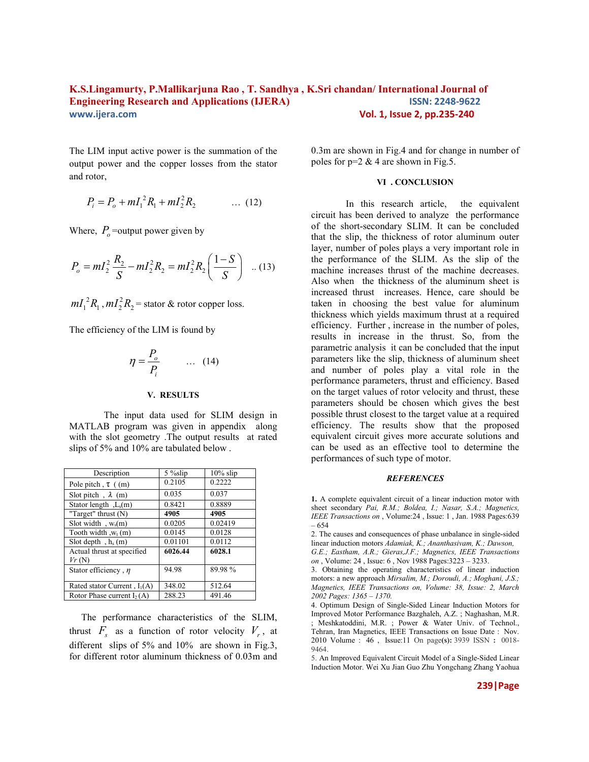The LIM input active power is the summation of the output power and the copper losses from the stator and rotor,

$$P_i = P_o + mI_1^2 R_1 + mI_2^2 R_2 \qquad \ldots (12)$$

Where, $P_o$ =output power given by

$$P_o = mI_2^2 \frac{R_2}{S} - mI_2^2 R_2 = mI_2^2 R_2 \left( \frac{1-S}{S} \right) \quad .. (13)$$

$mI_1^2 R_1$ , $mI_2^2 R_2$ = stator & rotor copper loss.

The efficiency of the LIM is found by

$$\eta = \frac{P_o}{P_i} \qquad \ldots (14)$$

## V. RESULTS

The input data used for SLIM design in MATLAB program was given in appendix along with the slot geometry .The output results at rated slips of 5% and 10% are tabulated below .

| Description | 5 %slip | 10% slip |
|---|---|---|
| Pole pitch , $\tau$ ( (m) | 0.2105 | 0.2222 |
| Slot pitch , $\lambda$ (m) | 0.035 | 0.037 |
| Stator length ,$L_s$(m) | 0.8421 | 0.8889 |
| "Target" thrust (N) | **4905** | **4905** |
| Slot width , $w_s$(m) | 0.0205 | 0.02419 |
| Tooth width ,$w_t$ (m) | 0.0145 | 0.0128 |
| Slot depth , $h_s$ (m) | 0.01101 | 0.0112 |
| Actual thrust at specified $Vr$ (N) | **6026.44** | **6028.1** |
| Stator efficiency , $\eta$ | 94.98 | 89.98 % |
| Rated stator Current , $I_1$(A) | 348.02 | 512.64 |
| Rotor Phase current $I_2$ (A) | 288.23 | 491.46 |

The performance characteristics of the SLIM, thrust $F_s$ as a function of rotor velocity $V_r$, at different slips of 5% and 10% are shown in Fig.3, for different rotor aluminum thickness of 0.03m and 0.3m are shown in Fig.4 and for change in number of poles for p=2 & 4 are shown in Fig.5.

## VI . CONCLUSION

In this research article, the equivalent circuit has been derived to analyze the performance of the short-secondary SLIM. It can be concluded that the slip, the thickness of rotor aluminum outer layer, number of poles plays a very important role in the performance of the SLIM. As the slip of the machine increases thrust of the machine decreases. Also when the thickness of the aluminum sheet is increased thrust increases. Hence, care should be taken in choosing the best value for aluminum thickness which yields maximum thrust at a required efficiency. Further , increase in the number of poles, results in increase in the thrust. So, from the parametric analysis it can be concluded that the input parameters like the slip, thickness of aluminum sheet and number of poles play a vital role in the performance parameters, thrust and efficiency. Based on the target values of rotor velocity and thrust, these parameters should be chosen which gives the best possible thrust closest to the target value at a required efficiency. The results show that the proposed equivalent circuit gives more accurate solutions and can be used as an effective tool to determine the performances of such type of motor.

## *REFERENCES*

**1.** A complete equivalent circuit of a linear induction motor with sheet secondary *Pai, R.M.; Boldea, I.; Nasar, S.A.; Magnetics, IEEE Transactions on* , Volume:24 , Issue: 1 , Jan. 1988 Pages:639 – 654

2. The causes and consequences of phase unbalance in single-sided linear induction motors *Adamiak, K.; Ananthasivam, K.; Dawson, G.E.; Eastham, A.R.; Gieras,J.F.; Magnetics, IEEE Transactions on* , Volume: 24 , Issue: 6 , Nov 1988 Pages:3223 – 3233.

3. Obtaining the operating characteristics of linear induction motors: a new approach *Mirsalim, M.; Doroudi, A.; Moghani, J.S.; Magnetics, IEEE Transactions on, Volume: 38, Issue: 2, March 2002 Pages: 1365 – 1370.*

4. Optimum Design of Single-Sided Linear Induction Motors for Improved Motor Performance Bazghaleh, A.Z. ; Naghashan, M.R. ; Meshkatoddini, M.R. ; Power & Water Univ. of Technol., Tehran, Iran Magnetics, IEEE Transactions on Issue Date : Nov. 2010 Volume : 46 , Issue:11 On page**(s):** 3939 ISSN **:** 0018-9464.

5. An Improved Equivalent Circuit Model of a Single-Sided Linear Induction Motor. Wei Xu Jian Guo Zhu Yongchang Zhang Yaohua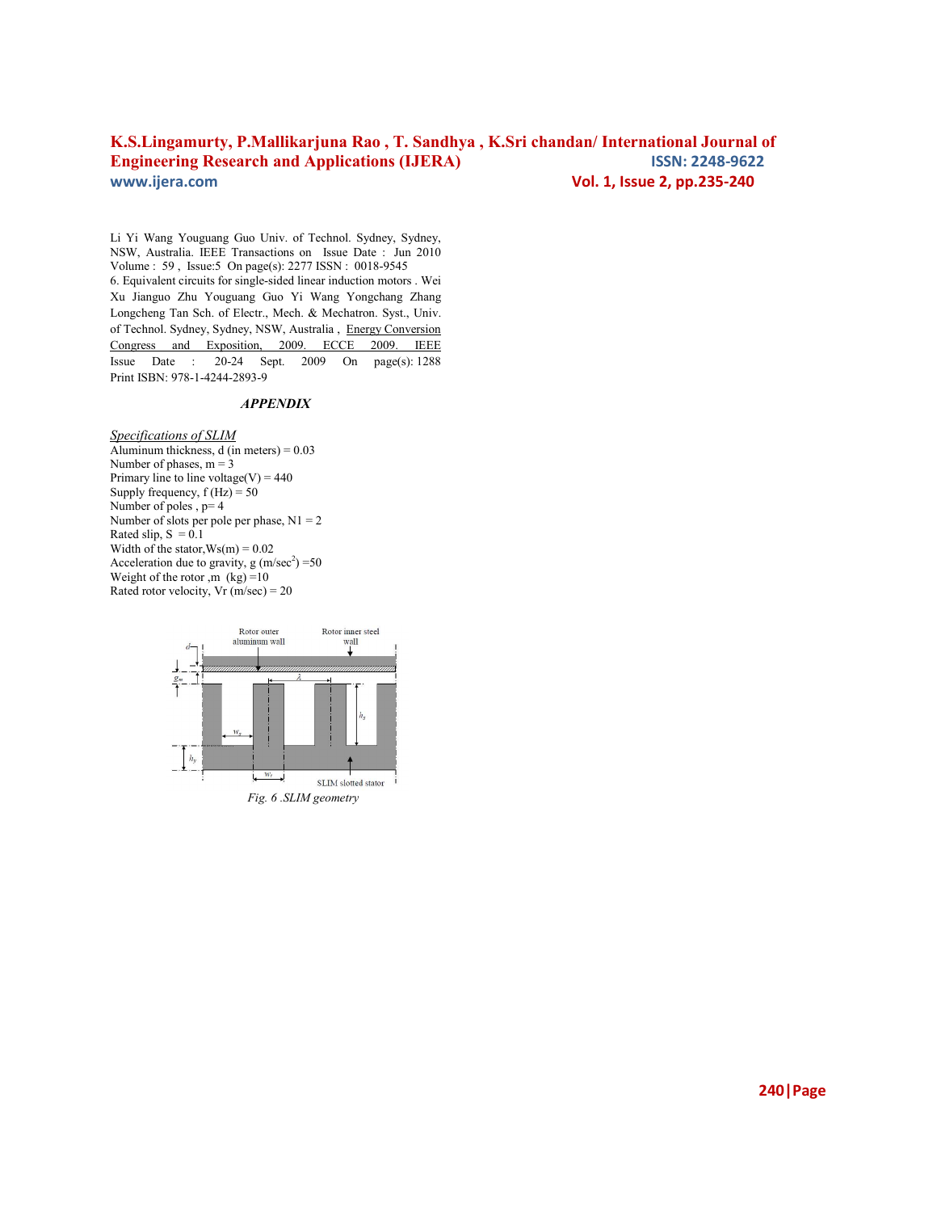Li Yi Wang Youguang Guo Univ. of Technol. Sydney, Sydney, NSW, Australia. IEEE Transactions on Issue Date : Jun 2010 Volume : 59 , Issue:5 On page(s): 2277 ISSN : 0018-9545

6. Equivalent circuits for single-sided linear induction motors . Wei Xu Jianguo Zhu Youguang Guo Yi Wang Yongchang Zhang Longcheng Tan Sch. of Electr., Mech. & Mechatron. Syst., Univ. of Technol. Sydney, Sydney, NSW, Australia , Energy Conversion Congress and Exposition, 2009. ECCE 2009. IEEE Issue Date : 20-24 Sept. 2009 On page(s): 1288 Print ISBN: 978-1-4244-2893-9

## *APPENDIX*

*Specifications of SLIM*

Aluminum thickness, d (in meters) = 0.03
Number of phases, m = 3
Primary line to line voltage(V) = 440
Supply frequency, f (Hz) = 50
Number of poles , p= 4
Number of slots per pole per phase, N1 = 2
Rated slip, S = 0.1
Width of the stator,Ws(m) = 0.02
Acceleration due to gravity, g (m/sec$^2$) =50
Weight of the rotor ,m (kg) =10
Rated rotor velocity, Vr (m/sec) = 20

Rotor outer aluminum wall
Rotor inner steel wall
$d$
$g_m$
$\lambda$
$h_s$
$w_s$
$h_y$
$w_t$
SLIM slotted stator

*Fig. 6 .SLIM geometry*